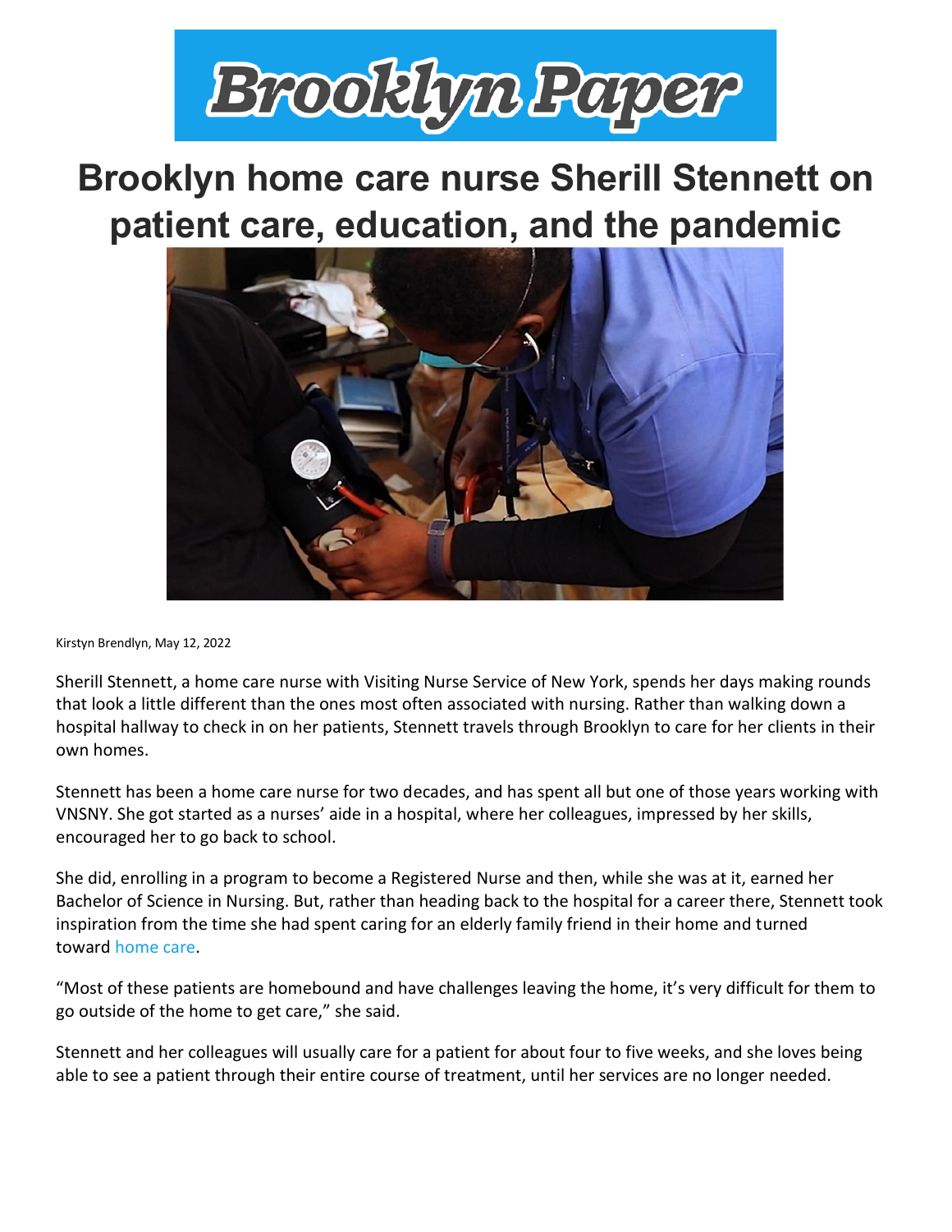Brooklyn Paper

# Brooklyn home care nurse Sherill Stennett on patient care, education, and the pandemic

Kirstyn Brendlyn, May 12, 2022

Sherill Stennett, a home care nurse with Visiting Nurse Service of New York, spends her days making rounds that look a little different than the ones most often associated with nursing. Rather than walking down a hospital hallway to check in on her patients, Stennett travels through Brooklyn to care for her clients in their own homes.

Stennett has been a home care nurse for two decades, and has spent all but one of those years working with VNSNY. She got started as a nurses' aide in a hospital, where her colleagues, impressed by her skills, encouraged her to go back to school.

She did, enrolling in a program to become a Registered Nurse and then, while she was at it, earned her Bachelor of Science in Nursing. But, rather than heading back to the hospital for a career there, Stennett took inspiration from the time she had spent caring for an elderly family friend in their home and turned toward home care.

"Most of these patients are homebound and have challenges leaving the home, it's very difficult for them to go outside of the home to get care," she said.

Stennett and her colleagues will usually care for a patient for about four to five weeks, and she loves being able to see a patient through their entire course of treatment, until her services are no longer needed.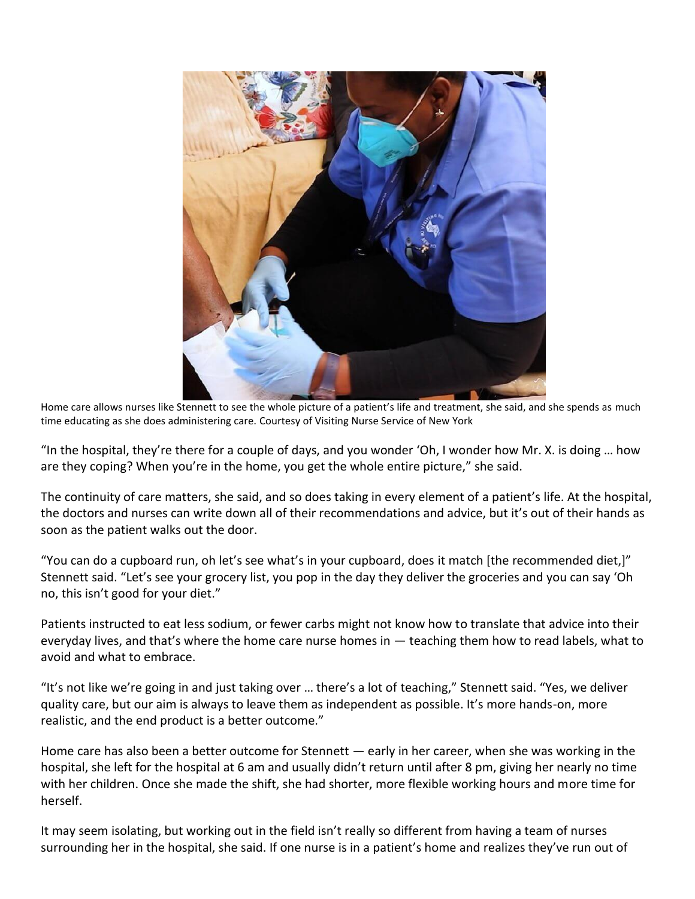Home care allows nurses like Stennett to see the whole picture of a patient's life and treatment, she said, and she spends as much time educating as she does administering care. Courtesy of Visiting Nurse Service of New York

"In the hospital, they're there for a couple of days, and you wonder 'Oh, I wonder how Mr. X. is doing … how are they coping? When you're in the home, you get the whole entire picture," she said.

The continuity of care matters, she said, and so does taking in every element of a patient's life. At the hospital, the doctors and nurses can write down all of their recommendations and advice, but it's out of their hands as soon as the patient walks out the door.

"You can do a cupboard run, oh let's see what's in your cupboard, does it match [the recommended diet,]" Stennett said. "Let's see your grocery list, you pop in the day they deliver the groceries and you can say 'Oh no, this isn't good for your diet."

Patients instructed to eat less sodium, or fewer carbs might not know how to translate that advice into their everyday lives, and that's where the home care nurse homes in — teaching them how to read labels, what to avoid and what to embrace.

"It's not like we're going in and just taking over … there's a lot of teaching," Stennett said. "Yes, we deliver quality care, but our aim is always to leave them as independent as possible. It's more hands-on, more realistic, and the end product is a better outcome."

Home care has also been a better outcome for Stennett — early in her career, when she was working in the hospital, she left for the hospital at 6 am and usually didn't return until after 8 pm, giving her nearly no time with her children. Once she made the shift, she had shorter, more flexible working hours and more time for herself.

It may seem isolating, but working out in the field isn't really so different from having a team of nurses surrounding her in the hospital, she said. If one nurse is in a patient's home and realizes they've run out of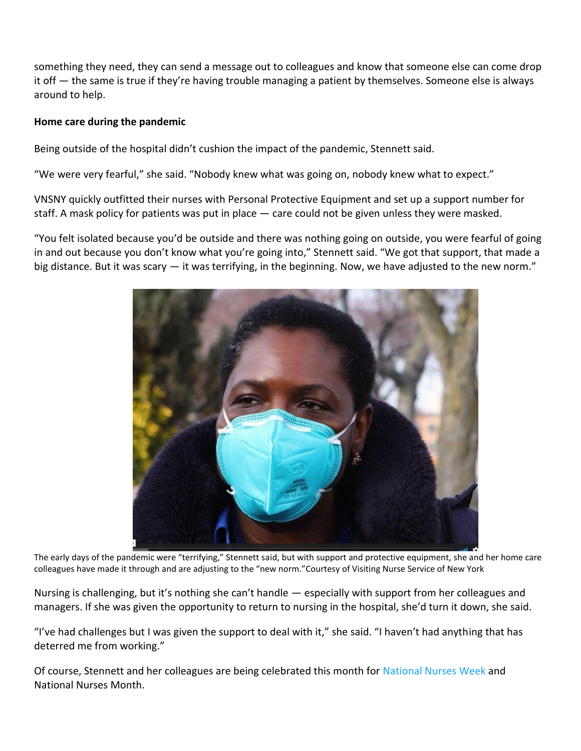something they need, they can send a message out to colleagues and know that someone else can come drop it off — the same is true if they're having trouble managing a patient by themselves. Someone else is always around to help.

**Home care during the pandemic**

Being outside of the hospital didn't cushion the impact of the pandemic, Stennett said.

"We were very fearful," she said. "Nobody knew what was going on, nobody knew what to expect."

VNSNY quickly outfitted their nurses with Personal Protective Equipment and set up a support number for staff. A mask policy for patients was put in place — care could not be given unless they were masked.

"You felt isolated because you'd be outside and there was nothing going on outside, you were fearful of going in and out because you don't know what you're going into," Stennett said. "We got that support, that made a big distance. But it was scary — it was terrifying, in the beginning. Now, we have adjusted to the new norm."

The early days of the pandemic were "terrifying," Stennett said, but with support and protective equipment, she and her home care colleagues have made it through and are adjusting to the "new norm."Courtesy of Visiting Nurse Service of New York

Nursing is challenging, but it's nothing she can't handle — especially with support from her colleagues and managers. If she was given the opportunity to return to nursing in the hospital, she'd turn it down, she said.

"I've had challenges but I was given the support to deal with it," she said. "I haven't had anything that has deterred me from working."

Of course, Stennett and her colleagues are being celebrated this month for National Nurses Week and National Nurses Month.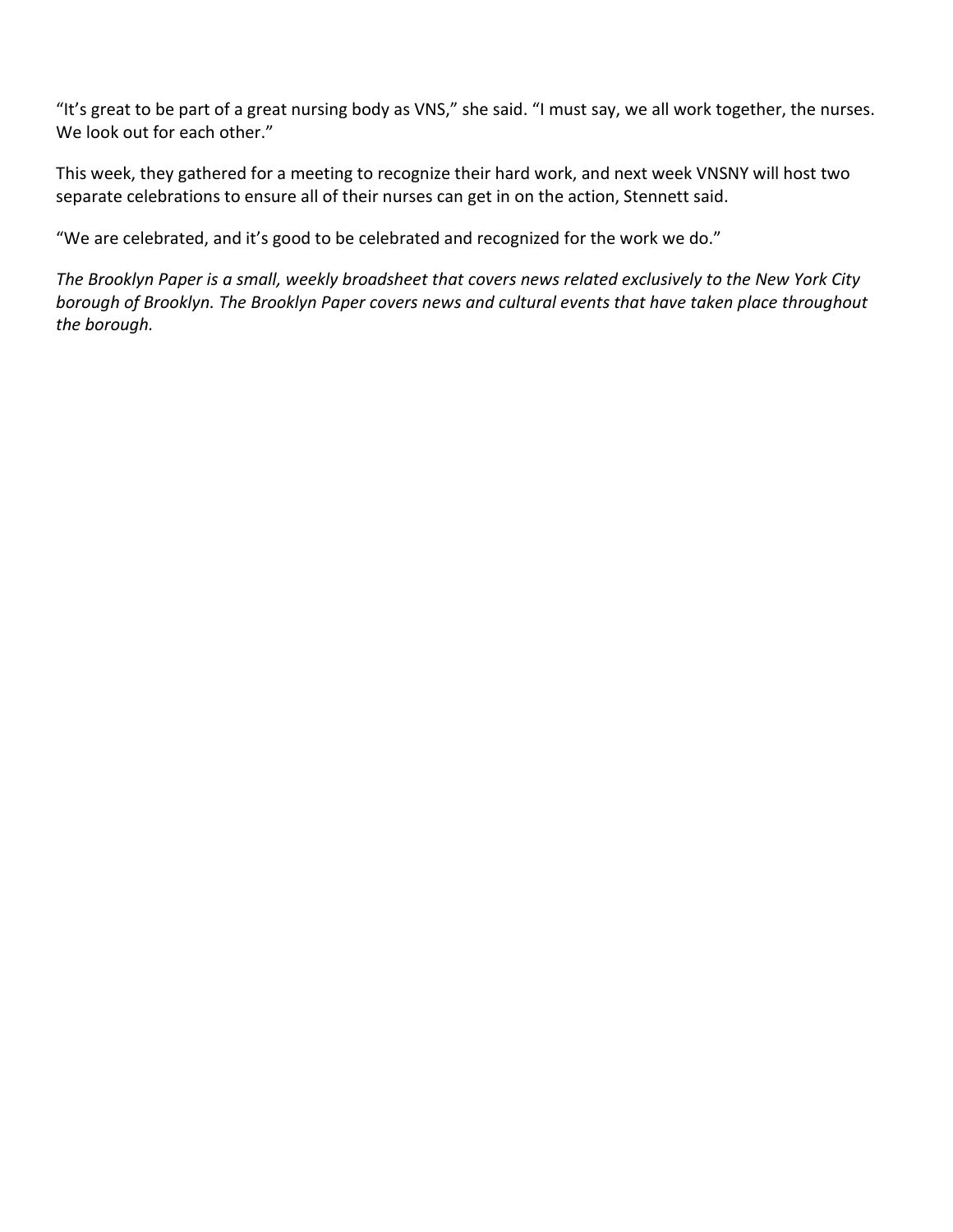"It's great to be part of a great nursing body as VNS," she said. "I must say, we all work together, the nurses. We look out for each other."

This week, they gathered for a meeting to recognize their hard work, and next week VNSNY will host two separate celebrations to ensure all of their nurses can get in on the action, Stennett said.

"We are celebrated, and it's good to be celebrated and recognized for the work we do."

*The Brooklyn Paper is a small, weekly broadsheet that covers news related exclusively to the New York City borough of Brooklyn. The Brooklyn Paper covers news and cultural events that have taken place throughout the borough.*